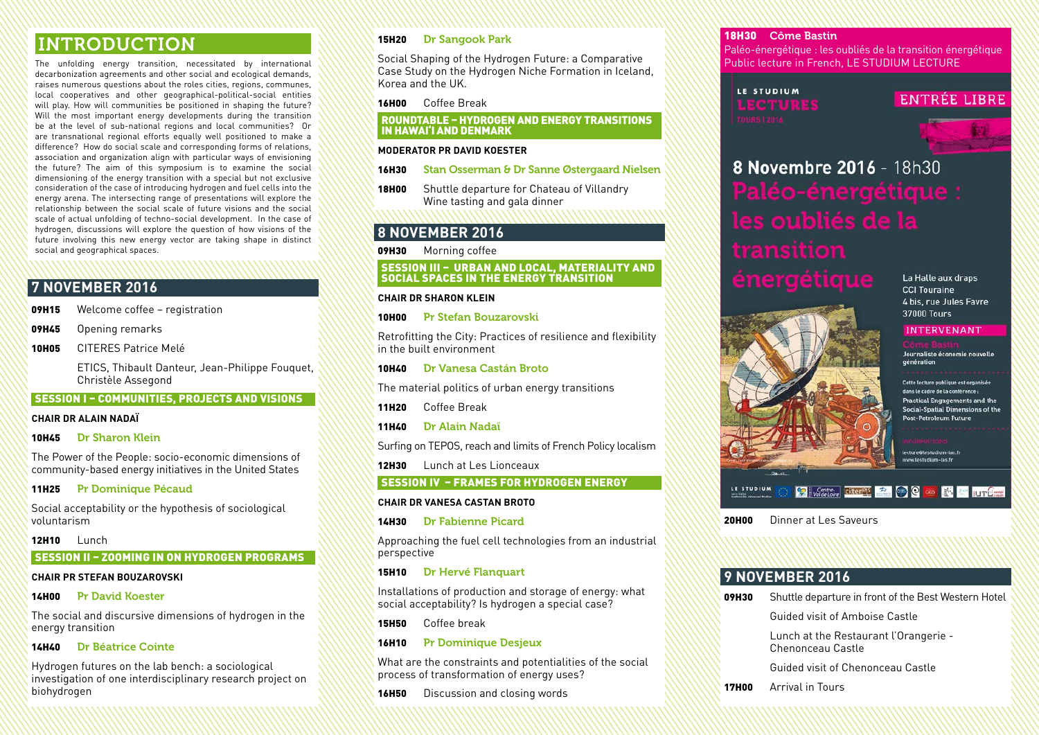# INTRODUCTION

The unfolding energy transition, necessitated by international decarbonization agreements and other social and ecological demands, raises numerous questions about the roles cities, regions, communes, local cooperatives and other geographical-political-social entities will play. How will communities be positioned in shaping the future? Will the most important energy developments during the transition be at the level of sub-national regions and local communities? Or are transnational regional efforts equally well positioned to make a difference? How do social scale and corresponding forms of relations, association and organization align with particular ways of envisioning the future? The aim of this symposium is to examine the social dimensioning of the energy transition with a special but not exclusive consideration of the case of introducing hydrogen and fuel cells into the energy arena. The intersecting range of presentations will explore the relationship between the social scale of future visions and the social scale of actual unfolding of techno-social development. In the case of hydrogen, discussions will explore the question of how visions of the future involving this new energy vector are taking shape in distinct social and geographical spaces.

## 7 NOVEMBER 2016

**09H15** Welcome coffee – registration

**09H45** Opening remarks

**10H05** CITERES Patrice Melé

ETICS, Thibault Danteur, Jean-Philippe Fouquet, Christèle Assegond

### SESSION I – COMMUNITIES, PROJECTS AND VISIONS

**CHAIR DR ALAIN NADAÏ**

**10H45** Dr Sharon Klein

The Power of the People: socio-economic dimensions of community-based energy initiatives in the United States

**11H25** Pr Dominique Pécaud

Social acceptability or the hypothesis of sociological voluntarism

**12H10** Lunch

### SESSION II – ZOOMING IN ON HYDROGEN PROGRAMS

**CHAIR PR STEFAN BOUZAROVSKI**

**14H00** Pr David Koester

The social and discursive dimensions of hydrogen in the energy transition

**14H40** Dr Béatrice Cointe

Hydrogen futures on the lab bench: a sociological investigation of one interdisciplinary research project on biohydrogen

**15H20** Dr Sangook Park

Social Shaping of the Hydrogen Future: a Comparative Case Study on the Hydrogen Niche Formation in Iceland, Korea and the UK.

**16H00** Coffee Break

### ROUNDTABLE – HYDROGEN AND ENERGY TRANSITIONS IN HAWAI'I AND DENMARK

**MODERATOR PR DAVID KOESTER**

**16H30** Stan Osserman & Dr Sanne Østergaard Nielsen

**18H00** Shuttle departure for Chateau of Villandry
Wine tasting and gala dinner

## 8 NOVEMBER 2016

**09H30** Morning coffee

### SESSION III – URBAN AND LOCAL, MATERIALITY AND SOCIAL SPACES IN THE ENERGY TRANSITION

**CHAIR DR SHARON KLEIN**

**10H00** Pr Stefan Bouzarovski

Retrofitting the City: Practices of resilience and flexibility in the built environment

**10H40** Dr Vanesa Castán Broto

The material politics of urban energy transitions

**11H20** Coffee Break

**11H40** Dr Alain Nadaï

Surfing on TEPOS, reach and limits of French Policy localism

**12H30** Lunch at Les Lionceaux

### SESSION IV – FRAMES FOR HYDROGEN ENERGY

**CHAIR DR VANESA CASTAN BROTO**

**14H30** Dr Fabienne Picard

Approaching the fuel cell technologies from an industrial perspective

**15H10** Dr Hervé Flanquart

Installations of production and storage of energy: what social acceptability? Is hydrogen a special case?

**15H50** Coffee break

**16H10** Pr Dominique Desjeux

What are the constraints and potentialities of the social process of transformation of energy uses?

**16H50** Discussion and closing words

**18H30** Côme Bastin
Paléo-énergétique : les oubliés de la transition énergétique
Public lecture in French, LE STUDIUM LECTURE

LE STUDIUM LECTURES TOURS | 2016

ENTRÉE LIBRE

**8 Novembre 2016** - 18h30

**Paléo-énergétique : les oubliés de la transition énergétique**

La Halle aux draps
CCI Touraine
4 bis, rue Jules Favre
37000 Tours

INTERVENANT

Côme Bastin
Journaliste économie nouvelle génération

Cette lecture publique est organisée dans le cadre de la conférence : Practical Engagements and the Social-Spatial Dimensions of the Post-Petroleum Future

INFORMATIONS
lecture@lestudium-ias.fr
www.lestudium-ias.fr

**20H00** Dinner at Les Saveurs

## 9 NOVEMBER 2016

**09H30** Shuttle departure in front of the Best Western Hotel

Guided visit of Amboise Castle

Lunch at the Restaurant l'Orangerie - Chenonceau Castle

Guided visit of Chenonceau Castle

**17H00** Arrival in Tours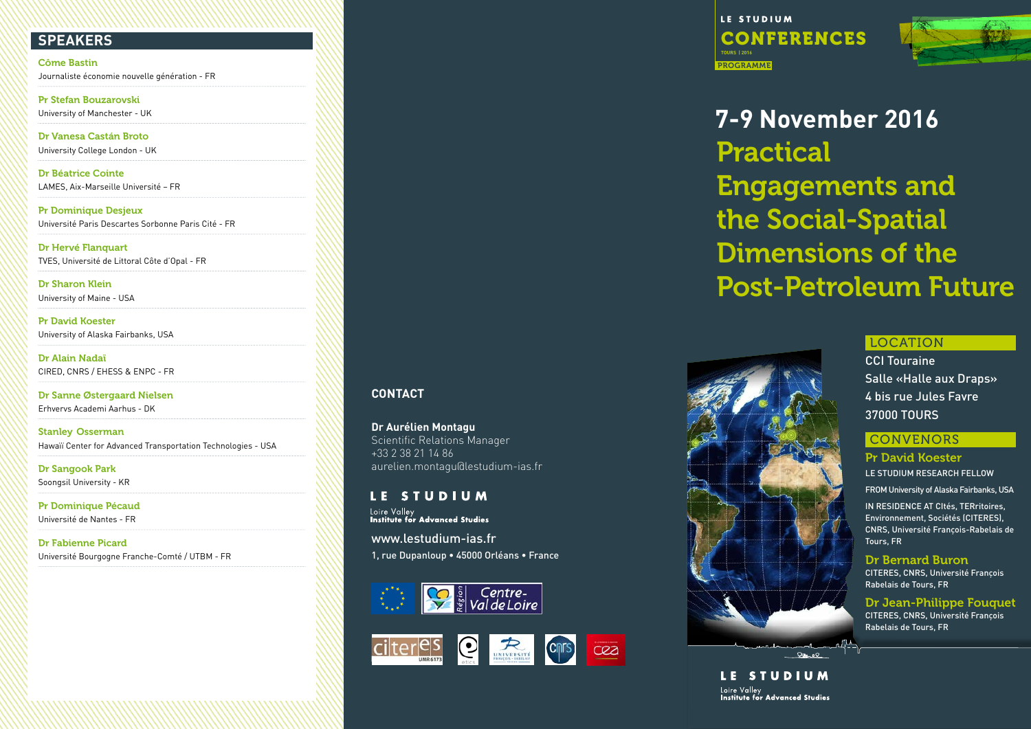## SPEAKERS

**Côme Bastin**
Journaliste économie nouvelle génération - FR

**Pr Stefan Bouzarovski**
University of Manchester - UK

**Dr Vanesa Castán Broto**
University College London - UK

**Dr Béatrice Cointe**
LAMES, Aix-Marseille Université – FR

**Pr Dominique Desjeux**
Université Paris Descartes Sorbonne Paris Cité - FR

**Dr Hervé Flanquart**
TVES, Université de Littoral Côte d'Opal - FR

**Dr Sharon Klein**
University of Maine - USA

**Pr David Koester**
University of Alaska Fairbanks, USA

**Dr Alain Nadaï**
CIRED, CNRS / EHESS & ENPC - FR

**Dr Sanne Østergaard Nielsen**
Erhvervs Academi Aarhus - DK

**Stanley Osserman**
Hawaï Center for Advanced Transportation Technologies - USA

**Dr Sangook Park**
Soongsil University - KR

**Pr Dominique Pécaud**
Université de Nantes - FR

**Dr Fabienne Picard**
Université Bourgogne Franche-Comté / UTBM - FR

## CONTACT

**Dr Aurélien Montagu**
Scientific Relations Manager
+33 2 38 21 14 86
aurelien.montagu@lestudium-ias.fr

LE STUDIUM
Loire Valley
Institute for Advanced Studies

www.lestudium-ias.fr
1, rue Dupanloup • 45000 Orléans • France

LE STUDIUM
CONFERENCES
TOURS | 2016
PROGRAMME

# 7-9 November 2016

# Practical Engagements and the Social-Spatial Dimensions of the Post-Petroleum Future

## LOCATION

CCI Touraine
Salle «Halle aux Draps»
4 bis rue Jules Favre
37000 TOURS

## CONVENORS

**Pr David Koester**
LE STUDIUM RESEARCH FELLOW
FROM University of Alaska Fairbanks, USA
IN RESIDENCE AT CItés, TERritoires, Environnement, Sociétés (CITERES), CNRS, Université François-Rabelais de Tours, FR

**Dr Bernard Buron**
CITERES, CNRS, Université François Rabelais de Tours, FR

**Dr Jean-Philippe Fouquet**
CITERES, CNRS, Université François Rabelais de Tours, FR

LE STUDIUM
Loire Valley
Institute for Advanced Studies